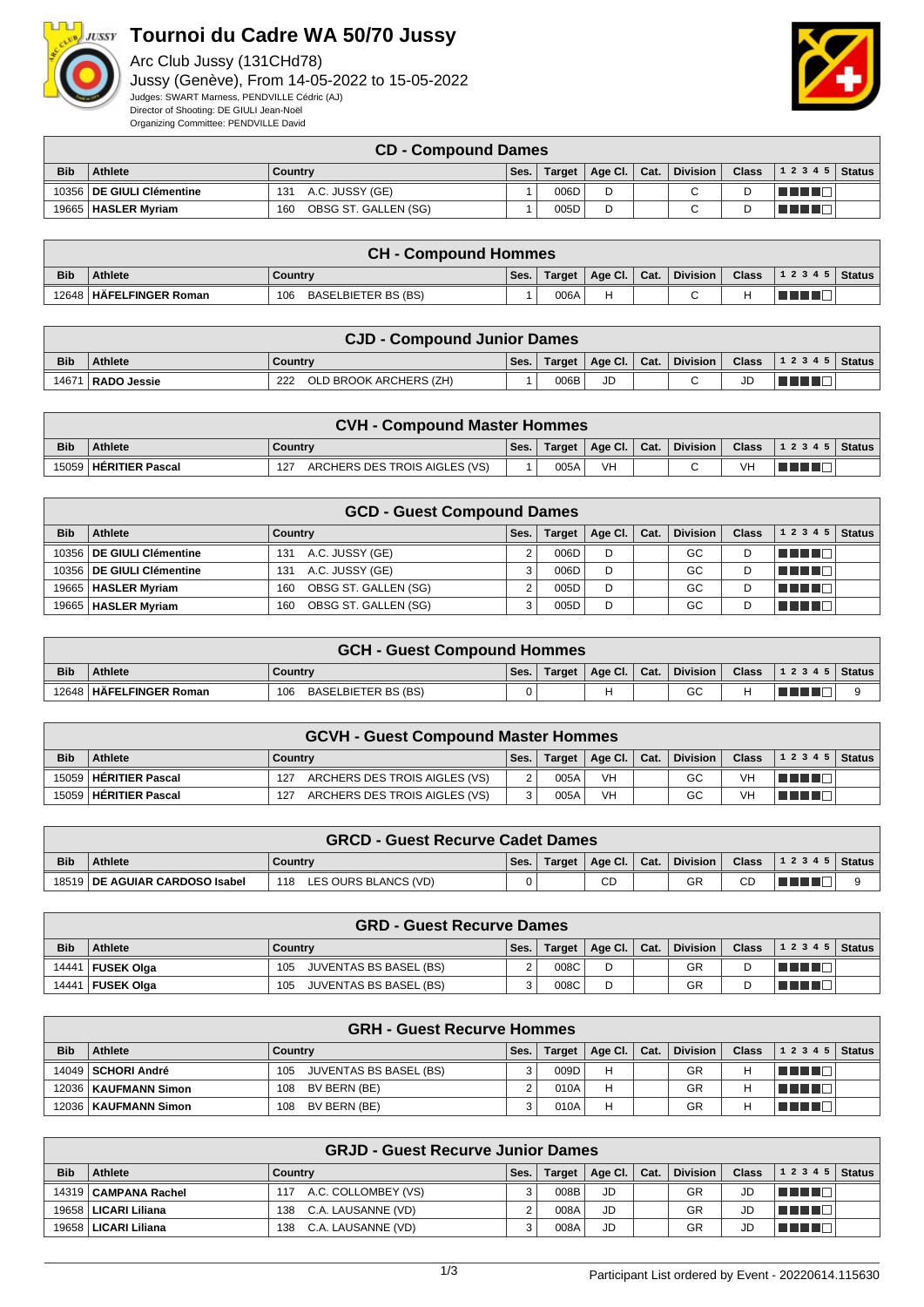# Tournoi du Cadre WA 50/70 Jussy

Arc Club Jussy (131CHd78)

Jussy (Genève), From 14-05-2022 to 15-05-2022

Judges: SWART Marness, PENDVILLE Cédric (AJ)

Director of Shooting: DE GIULI Jean-Noël

Organizing Committee: PENDVILLE David

## CD - Compound Dames

| Bib | Athlete | Country | | Ses. | Target | Age Cl. | Cat. | Division | Class | 1 2 3 4 5 | Status |
|---|---|---|---|---|---|---|---|---|---|---|---|
| 10356 | **DE GIULI Clémentine** | 131 | A.C. JUSSY (GE) | 1 | 006D | D | | C | D | | |
| 19665 | **HASLER Myriam** | 160 | OBSG ST. GALLEN (SG) | 1 | 005D | D | | C | D | | |

## CH - Compound Hommes

| Bib | Athlete | Country | | Ses. | Target | Age Cl. | Cat. | Division | Class | 1 2 3 4 5 | Status |
|---|---|---|---|---|---|---|---|---|---|---|---|
| 12648 | **HÄFELFINGER Roman** | 106 | BASELBIETER BS (BS) | 1 | 006A | H | | C | H | | |

## CJD - Compound Junior Dames

| Bib | Athlete | Country | | Ses. | Target | Age Cl. | Cat. | Division | Class | 1 2 3 4 5 | Status |
|---|---|---|---|---|---|---|---|---|---|---|---|
| 14671 | **RADO Jessie** | 222 | OLD BROOK ARCHERS (ZH) | 1 | 006B | JD | | C | JD | | |

## CVH - Compound Master Hommes

| Bib | Athlete | Country | | Ses. | Target | Age Cl. | Cat. | Division | Class | 1 2 3 4 5 | Status |
|---|---|---|---|---|---|---|---|---|---|---|---|
| 15059 | **HÉRITIER Pascal** | 127 | ARCHERS DES TROIS AIGLES (VS) | 1 | 005A | VH | | C | VH | | |

## GCD - Guest Compound Dames

| Bib | Athlete | Country | | Ses. | Target | Age Cl. | Cat. | Division | Class | 1 2 3 4 5 | Status |
|---|---|---|---|---|---|---|---|---|---|---|---|
| 10356 | **DE GIULI Clémentine** | 131 | A.C. JUSSY (GE) | 2 | 006D | D | | GC | D | | |
| 10356 | **DE GIULI Clémentine** | 131 | A.C. JUSSY (GE) | 3 | 006D | D | | GC | D | | |
| 19665 | **HASLER Myriam** | 160 | OBSG ST. GALLEN (SG) | 2 | 005D | D | | GC | D | | |
| 19665 | **HASLER Myriam** | 160 | OBSG ST. GALLEN (SG) | 3 | 005D | D | | GC | D | | |

## GCH - Guest Compound Hommes

| Bib | Athlete | Country | | Ses. | Target | Age Cl. | Cat. | Division | Class | 1 2 3 4 5 | Status |
|---|---|---|---|---|---|---|---|---|---|---|---|
| 12648 | **HÄFELFINGER Roman** | 106 | BASELBIETER BS (BS) | 0 | | H | | GC | H | | 9 |

## GCVH - Guest Compound Master Hommes

| Bib | Athlete | Country | | Ses. | Target | Age Cl. | Cat. | Division | Class | 1 2 3 4 5 | Status |
|---|---|---|---|---|---|---|---|---|---|---|---|
| 15059 | **HÉRITIER Pascal** | 127 | ARCHERS DES TROIS AIGLES (VS) | 2 | 005A | VH | | GC | VH | | |
| 15059 | **HÉRITIER Pascal** | 127 | ARCHERS DES TROIS AIGLES (VS) | 3 | 005A | VH | | GC | VH | | |

## GRCD - Guest Recurve Cadet Dames

| Bib | Athlete | Country | | Ses. | Target | Age Cl. | Cat. | Division | Class | 1 2 3 4 5 | Status |
|---|---|---|---|---|---|---|---|---|---|---|---|
| 18519 | **DE AGUIAR CARDOSO Isabel** | 118 | LES OURS BLANCS (VD) | 0 | | CD | | GR | CD | | 9 |

## GRD - Guest Recurve Dames

| Bib | Athlete | Country | | Ses. | Target | Age Cl. | Cat. | Division | Class | 1 2 3 4 5 | Status |
|---|---|---|---|---|---|---|---|---|---|---|---|
| 14441 | **FUSEK Olga** | 105 | JUVENTAS BS BASEL (BS) | 2 | 008C | D | | GR | D | | |
| 14441 | **FUSEK Olga** | 105 | JUVENTAS BS BASEL (BS) | 3 | 008C | D | | GR | D | | |

## GRH - Guest Recurve Hommes

| Bib | Athlete | Country | | Ses. | Target | Age Cl. | Cat. | Division | Class | 1 2 3 4 5 | Status |
|---|---|---|---|---|---|---|---|---|---|---|---|
| 14049 | **SCHORI André** | 105 | JUVENTAS BS BASEL (BS) | 3 | 009D | H | | GR | H | | |
| 12036 | **KAUFMANN Simon** | 108 | BV BERN (BE) | 2 | 010A | H | | GR | H | | |
| 12036 | **KAUFMANN Simon** | 108 | BV BERN (BE) | 3 | 010A | H | | GR | H | | |

## GRJD - Guest Recurve Junior Dames

| Bib | Athlete | Country | | Ses. | Target | Age Cl. | Cat. | Division | Class | 1 2 3 4 5 | Status |
|---|---|---|---|---|---|---|---|---|---|---|---|
| 14319 | **CAMPANA Rachel** | 117 | A.C. COLLOMBEY (VS) | 3 | 008B | JD | | GR | JD | | |
| 19658 | **LICARI Liliana** | 138 | C.A. LAUSANNE (VD) | 2 | 008A | JD | | GR | JD | | |
| 19658 | **LICARI Liliana** | 138 | C.A. LAUSANNE (VD) | 3 | 008A | JD | | GR | JD | | |

Participant List ordered by Event - 20220614.115630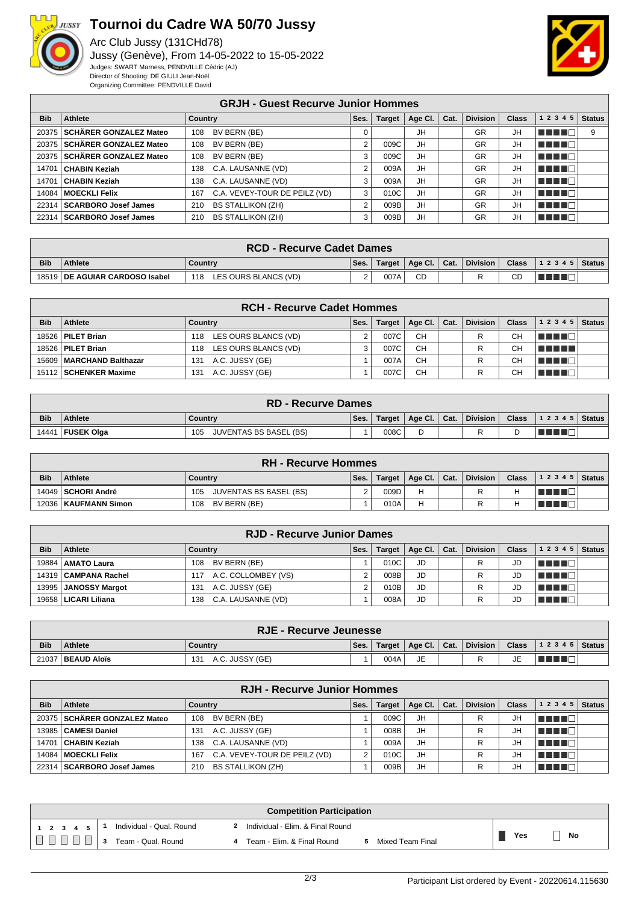# Tournoi du Cadre WA 50/70 Jussy

Arc Club Jussy (131CHd78)

Jussy (Genève), From 14-05-2022 to 15-05-2022

Judges: SWART Marness, PENDVILLE Cédric (AJ)

Director of Shooting: DE GIULI Jean-Noël

Organizing Committee: PENDVILLE David

## GRJH - Guest Recurve Junior Hommes

| Bib | Athlete | Country | Ses. | Target | Age Cl. | Cat. | Division | Class | 1 2 3 4 5 | Status |
|---|---|---|---|---|---|---|---|---|---|---|
| 20375 | **SCHÄRER GONZALEZ Mateo** | 108 BV BERN (BE) | 0 | | JH | | GR | JH | ■■■■□ | 9 |
| 20375 | **SCHÄRER GONZALEZ Mateo** | 108 BV BERN (BE) | 2 | 009C | JH | | GR | JH | ■■■■□ | |
| 20375 | **SCHÄRER GONZALEZ Mateo** | 108 BV BERN (BE) | 3 | 009C | JH | | GR | JH | ■■■■□ | |
| 14701 | **CHABIN Keziah** | 138 C.A. LAUSANNE (VD) | 2 | 009A | JH | | GR | JH | ■■■■□ | |
| 14701 | **CHABIN Keziah** | 138 C.A. LAUSANNE (VD) | 3 | 009A | JH | | GR | JH | ■■■■□ | |
| 14084 | **MOECKLI Felix** | 167 C.A. VEVEY-TOUR DE PEILZ (VD) | 3 | 010C | JH | | GR | JH | ■■■■□ | |
| 22314 | **SCARBORO Josef James** | 210 BS STALLIKON (ZH) | 2 | 009B | JH | | GR | JH | ■■■■□ | |
| 22314 | **SCARBORO Josef James** | 210 BS STALLIKON (ZH) | 3 | 009B | JH | | GR | JH | ■■■■□ | |

## RCD - Recurve Cadet Dames

| Bib | Athlete | Country | Ses. | Target | Age Cl. | Cat. | Division | Class | 1 2 3 4 5 | Status |
|---|---|---|---|---|---|---|---|---|---|---|
| 18519 | **DE AGUIAR CARDOSO Isabel** | 118 LES OURS BLANCS (VD) | 2 | 007A | CD | | R | CD | ■■■■□ | |

## RCH - Recurve Cadet Hommes

| Bib | Athlete | Country | Ses. | Target | Age Cl. | Cat. | Division | Class | 1 2 3 4 5 | Status |
|---|---|---|---|---|---|---|---|---|---|---|
| 18526 | **PILET Brian** | 118 LES OURS BLANCS (VD) | 2 | 007C | CH | | R | CH | ■■■■□ | |
| 18526 | **PILET Brian** | 118 LES OURS BLANCS (VD) | 3 | 007C | CH | | R | CH | ■■■■■ | |
| 15609 | **MARCHAND Balthazar** | 131 A.C. JUSSY (GE) | 1 | 007A | CH | | R | CH | ■■■■□ | |
| 15112 | **SCHENKER Maxime** | 131 A.C. JUSSY (GE) | 1 | 007C | CH | | R | CH | ■■■■□ | |

## RD - Recurve Dames

| Bib | Athlete | Country | Ses. | Target | Age Cl. | Cat. | Division | Class | 1 2 3 4 5 | Status |
|---|---|---|---|---|---|---|---|---|---|---|
| 14441 | **FUSEK Olga** | 105 JUVENTAS BS BASEL (BS) | 1 | 008C | D | | R | D | ■■■■□ | |

## RH - Recurve Hommes

| Bib | Athlete | Country | Ses. | Target | Age Cl. | Cat. | Division | Class | 1 2 3 4 5 | Status |
|---|---|---|---|---|---|---|---|---|---|---|
| 14049 | **SCHORI André** | 105 JUVENTAS BS BASEL (BS) | 2 | 009D | H | | R | H | ■■■■□ | |
| 12036 | **KAUFMANN Simon** | 108 BV BERN (BE) | 1 | 010A | H | | R | H | ■■■■□ | |

## RJD - Recurve Junior Dames

| Bib | Athlete | Country | Ses. | Target | Age Cl. | Cat. | Division | Class | 1 2 3 4 5 | Status |
|---|---|---|---|---|---|---|---|---|---|---|
| 19884 | **AMATO Laura** | 108 BV BERN (BE) | 1 | 010C | JD | | R | JD | ■■■■□ | |
| 14319 | **CAMPANA Rachel** | 117 A.C. COLLOMBEY (VS) | 2 | 008B | JD | | R | JD | ■■■■□ | |
| 13995 | **JANOSSY Margot** | 131 A.C. JUSSY (GE) | 2 | 010B | JD | | R | JD | ■■■■□ | |
| 19658 | **LICARI Liliana** | 138 C.A. LAUSANNE (VD) | 1 | 008A | JD | | R | JD | ■■■■□ | |

## RJE - Recurve Jeunesse

| Bib | Athlete | Country | Ses. | Target | Age Cl. | Cat. | Division | Class | 1 2 3 4 5 | Status |
|---|---|---|---|---|---|---|---|---|---|---|
| 21037 | **BEAUD Aloïs** | 131 A.C. JUSSY (GE) | 1 | 004A | JE | | R | JE | ■■■■□ | |

## RJH - Recurve Junior Hommes

| Bib | Athlete | Country | Ses. | Target | Age Cl. | Cat. | Division | Class | 1 2 3 4 5 | Status |
|---|---|---|---|---|---|---|---|---|---|---|
| 20375 | **SCHÄRER GONZALEZ Mateo** | 108 BV BERN (BE) | 1 | 009C | JH | | R | JH | ■■■■□ | |
| 13985 | **CAMESI Daniel** | 131 A.C. JUSSY (GE) | 1 | 008B | JH | | R | JH | ■■■■□ | |
| 14701 | **CHABIN Keziah** | 138 C.A. LAUSANNE (VD) | 1 | 009A | JH | | R | JH | ■■■■□ | |
| 14084 | **MOECKLI Felix** | 167 C.A. VEVEY-TOUR DE PEILZ (VD) | 2 | 010C | JH | | R | JH | ■■■■□ | |
| 22314 | **SCARBORO Josef James** | 210 BS STALLIKON (ZH) | 1 | 009B | JH | | R | JH | ■■■■□ | |

## Competition Participation

| 1 2 3 4 5 | | | |
|---|---|---|---|
| □□□□□ | 1 Individual - Qual. Round | 2 Individual - Elim. & Final Round | ■ Yes □ No |
| | 3 Team - Qual. Round | 4 Team - Elim. & Final Round 5 Mixed Team Final | |

Participant List ordered by Event - 20220614.115630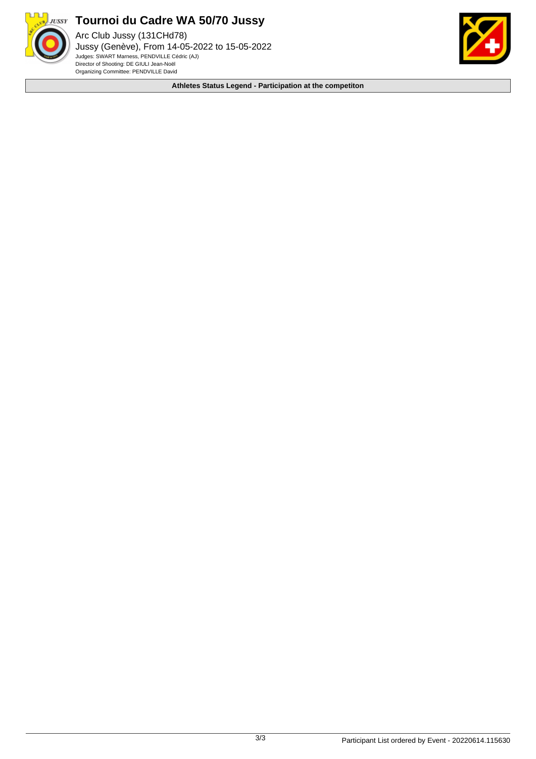# Tournoi du Cadre WA 50/70 Jussy

Arc Club Jussy (131CHd78)

Jussy (Genève), From 14-05-2022 to 15-05-2022

Judges: SWART Marness, PENDVILLE Cédric (AJ)

Director of Shooting: DE GIULI Jean-Noël

Organizing Committee: PENDVILLE David

**Athletes Status Legend - Participation at the competiton**